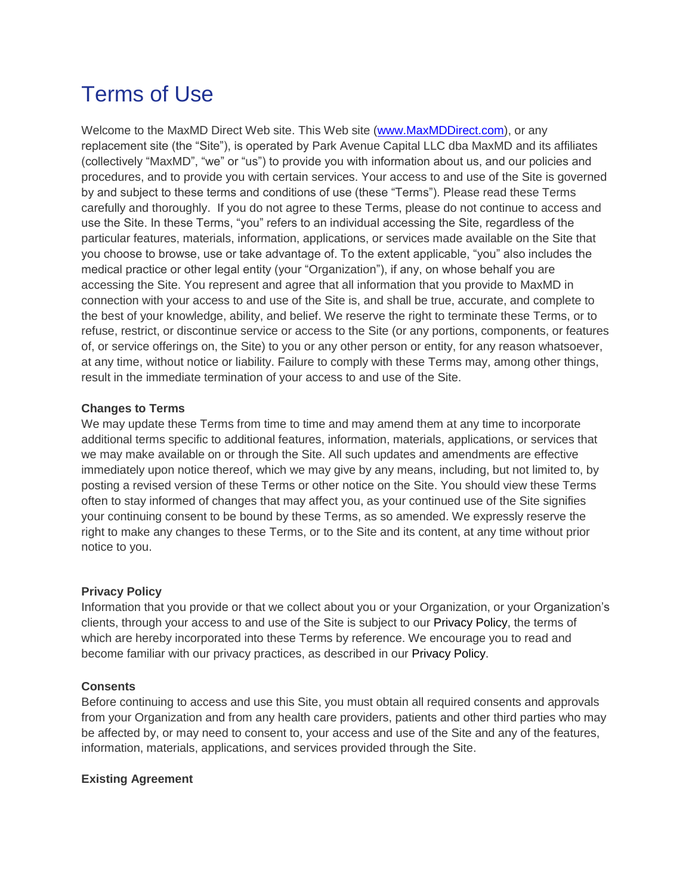# Terms of Use

Welcome to the MaxMD Direct Web site. This Web site ([www.MaxMDDirect.com](http://www.MaxMDDirect.com)), or any replacement site (the "Site"), is operated by Park Avenue Capital LLC dba MaxMD and its affiliates (collectively "MaxMD", "we" or "us") to provide you with information about us, and our policies and procedures, and to provide you with certain services. Your access to and use of the Site is governed by and subject to these terms and conditions of use (these "Terms"). Please read these Terms carefully and thoroughly. If you do not agree to these Terms, please do not continue to access and use the Site. In these Terms, "you" refers to an individual accessing the Site, regardless of the particular features, materials, information, applications, or services made available on the Site that you choose to browse, use or take advantage of. To the extent applicable, "you" also includes the medical practice or other legal entity (your "Organization"), if any, on whose behalf you are accessing the Site. You represent and agree that all information that you provide to MaxMD in connection with your access to and use of the Site is, and shall be true, accurate, and complete to the best of your knowledge, ability, and belief. We reserve the right to terminate these Terms, or to refuse, restrict, or discontinue service or access to the Site (or any portions, components, or features of, or service offerings on, the Site) to you or any other person or entity, for any reason whatsoever, at any time, without notice or liability. Failure to comply with these Terms may, among other things, result in the immediate termination of your access to and use of the Site.

**Changes to Terms**

We may update these Terms from time to time and may amend them at any time to incorporate additional terms specific to additional features, information, materials, applications, or services that we may make available on or through the Site. All such updates and amendments are effective immediately upon notice thereof, which we may give by any means, including, but not limited to, by posting a revised version of these Terms or other notice on the Site. You should view these Terms often to stay informed of changes that may affect you, as your continued use of the Site signifies your continuing consent to be bound by these Terms, as so amended. We expressly reserve the right to make any changes to these Terms, or to the Site and its content, at any time without prior notice to you.

**Privacy Policy**

Information that you provide or that we collect about you or your Organization, or your Organization's clients, through your access to and use of the Site is subject to our Privacy Policy, the terms of which are hereby incorporated into these Terms by reference. We encourage you to read and become familiar with our privacy practices, as described in our Privacy Policy.

**Consents**

Before continuing to access and use this Site, you must obtain all required consents and approvals from your Organization and from any health care providers, patients and other third parties who may be affected by, or may need to consent to, your access and use of the Site and any of the features, information, materials, applications, and services provided through the Site.

**Existing Agreement**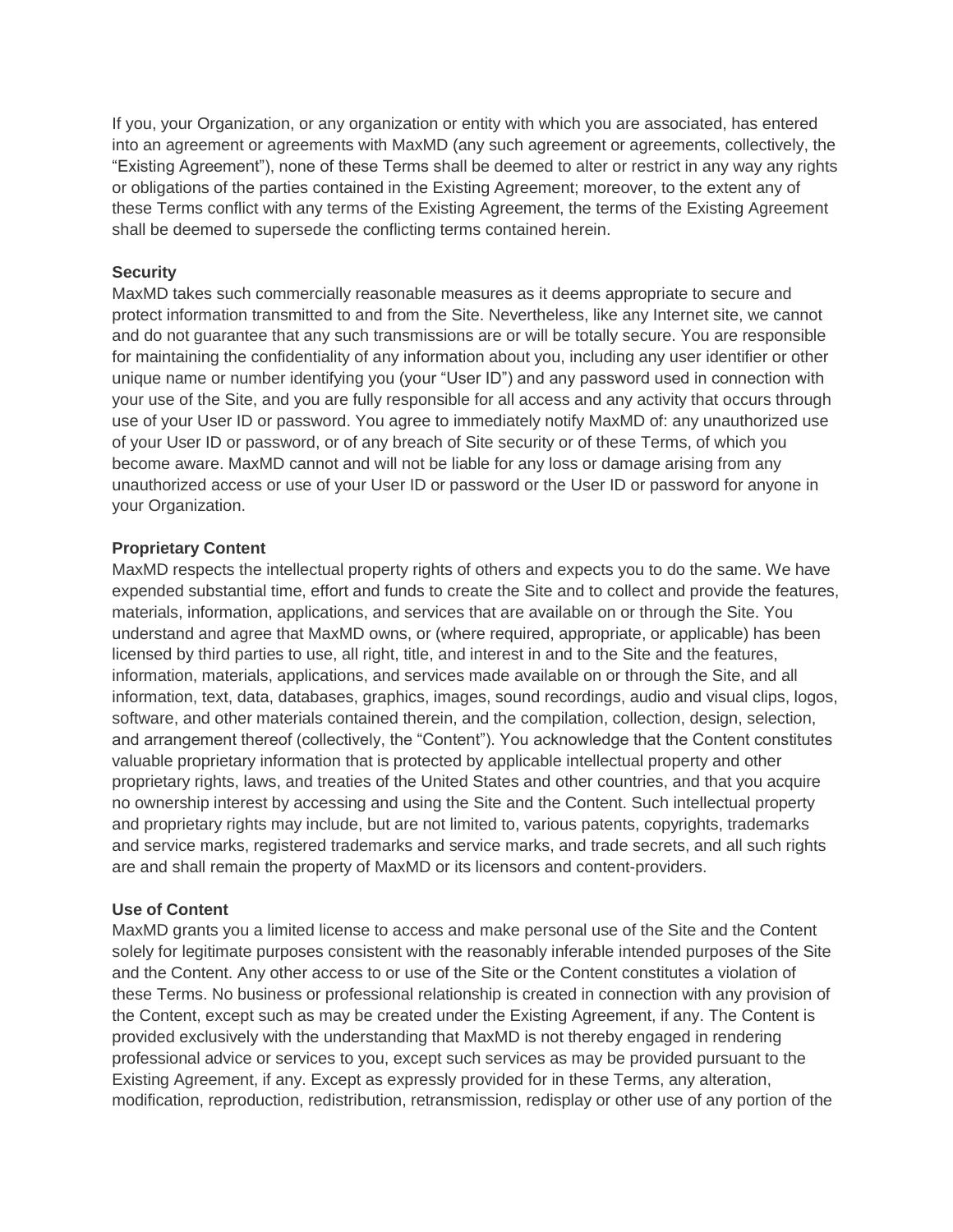If you, your Organization, or any organization or entity with which you are associated, has entered into an agreement or agreements with MaxMD (any such agreement or agreements, collectively, the "Existing Agreement"), none of these Terms shall be deemed to alter or restrict in any way any rights or obligations of the parties contained in the Existing Agreement; moreover, to the extent any of these Terms conflict with any terms of the Existing Agreement, the terms of the Existing Agreement shall be deemed to supersede the conflicting terms contained herein.

**Security**

MaxMD takes such commercially reasonable measures as it deems appropriate to secure and protect information transmitted to and from the Site. Nevertheless, like any Internet site, we cannot and do not guarantee that any such transmissions are or will be totally secure. You are responsible for maintaining the confidentiality of any information about you, including any user identifier or other unique name or number identifying you (your "User ID") and any password used in connection with your use of the Site, and you are fully responsible for all access and any activity that occurs through use of your User ID or password. You agree to immediately notify MaxMD of: any unauthorized use of your User ID or password, or of any breach of Site security or of these Terms, of which you become aware. MaxMD cannot and will not be liable for any loss or damage arising from any unauthorized access or use of your User ID or password or the User ID or password for anyone in your Organization.

**Proprietary Content**

MaxMD respects the intellectual property rights of others and expects you to do the same. We have expended substantial time, effort and funds to create the Site and to collect and provide the features, materials, information, applications, and services that are available on or through the Site. You understand and agree that MaxMD owns, or (where required, appropriate, or applicable) has been licensed by third parties to use, all right, title, and interest in and to the Site and the features, information, materials, applications, and services made available on or through the Site, and all information, text, data, databases, graphics, images, sound recordings, audio and visual clips, logos, software, and other materials contained therein, and the compilation, collection, design, selection, and arrangement thereof (collectively, the "Content"). You acknowledge that the Content constitutes valuable proprietary information that is protected by applicable intellectual property and other proprietary rights, laws, and treaties of the United States and other countries, and that you acquire no ownership interest by accessing and using the Site and the Content. Such intellectual property and proprietary rights may include, but are not limited to, various patents, copyrights, trademarks and service marks, registered trademarks and service marks, and trade secrets, and all such rights are and shall remain the property of MaxMD or its licensors and content-providers.

**Use of Content**

MaxMD grants you a limited license to access and make personal use of the Site and the Content solely for legitimate purposes consistent with the reasonably inferable intended purposes of the Site and the Content. Any other access to or use of the Site or the Content constitutes a violation of these Terms. No business or professional relationship is created in connection with any provision of the Content, except such as may be created under the Existing Agreement, if any. The Content is provided exclusively with the understanding that MaxMD is not thereby engaged in rendering professional advice or services to you, except such services as may be provided pursuant to the Existing Agreement, if any. Except as expressly provided for in these Terms, any alteration, modification, reproduction, redistribution, retransmission, redisplay or other use of any portion of the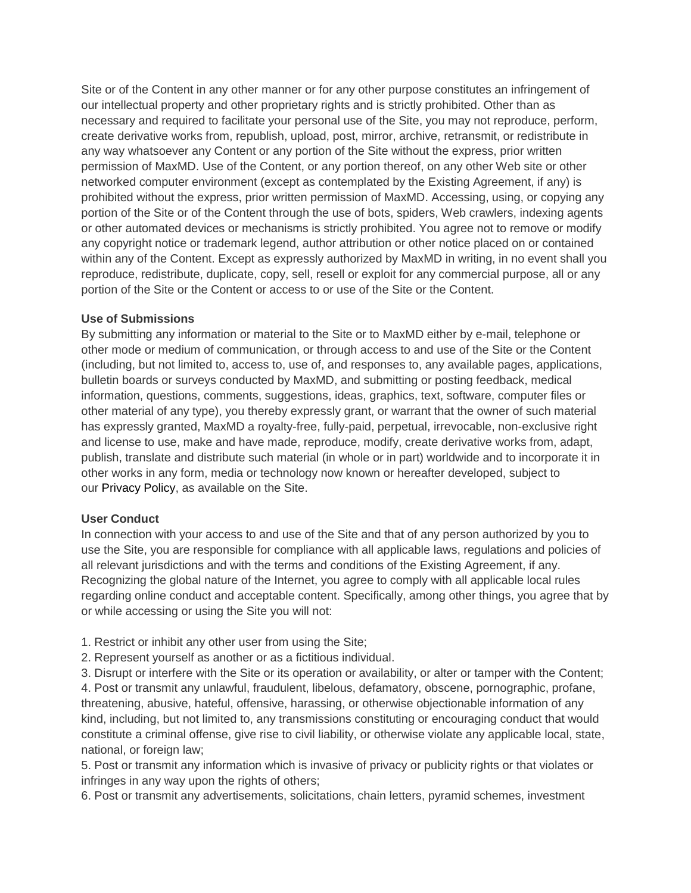Site or of the Content in any other manner or for any other purpose constitutes an infringement of our intellectual property and other proprietary rights and is strictly prohibited. Other than as necessary and required to facilitate your personal use of the Site, you may not reproduce, perform, create derivative works from, republish, upload, post, mirror, archive, retransmit, or redistribute in any way whatsoever any Content or any portion of the Site without the express, prior written permission of MaxMD. Use of the Content, or any portion thereof, on any other Web site or other networked computer environment (except as contemplated by the Existing Agreement, if any) is prohibited without the express, prior written permission of MaxMD. Accessing, using, or copying any portion of the Site or of the Content through the use of bots, spiders, Web crawlers, indexing agents or other automated devices or mechanisms is strictly prohibited. You agree not to remove or modify any copyright notice or trademark legend, author attribution or other notice placed on or contained within any of the Content. Except as expressly authorized by MaxMD in writing, in no event shall you reproduce, redistribute, duplicate, copy, sell, resell or exploit for any commercial purpose, all or any portion of the Site or the Content or access to or use of the Site or the Content.

**Use of Submissions**

By submitting any information or material to the Site or to MaxMD either by e-mail, telephone or other mode or medium of communication, or through access to and use of the Site or the Content (including, but not limited to, access to, use of, and responses to, any available pages, applications, bulletin boards or surveys conducted by MaxMD, and submitting or posting feedback, medical information, questions, comments, suggestions, ideas, graphics, text, software, computer files or other material of any type), you thereby expressly grant, or warrant that the owner of such material has expressly granted, MaxMD a royalty-free, fully-paid, perpetual, irrevocable, non-exclusive right and license to use, make and have made, reproduce, modify, create derivative works from, adapt, publish, translate and distribute such material (in whole or in part) worldwide and to incorporate it in other works in any form, media or technology now known or hereafter developed, subject to our Privacy Policy, as available on the Site.

**User Conduct**

In connection with your access to and use of the Site and that of any person authorized by you to use the Site, you are responsible for compliance with all applicable laws, regulations and policies of all relevant jurisdictions and with the terms and conditions of the Existing Agreement, if any. Recognizing the global nature of the Internet, you agree to comply with all applicable local rules regarding online conduct and acceptable content. Specifically, among other things, you agree that by or while accessing or using the Site you will not:

1. Restrict or inhibit any other user from using the Site;
2. Represent yourself as another or as a fictitious individual.
3. Disrupt or interfere with the Site or its operation or availability, or alter or tamper with the Content;
4. Post or transmit any unlawful, fraudulent, libelous, defamatory, obscene, pornographic, profane, threatening, abusive, hateful, offensive, harassing, or otherwise objectionable information of any kind, including, but not limited to, any transmissions constituting or encouraging conduct that would constitute a criminal offense, give rise to civil liability, or otherwise violate any applicable local, state, national, or foreign law;
5. Post or transmit any information which is invasive of privacy or publicity rights or that violates or infringes in any way upon the rights of others;
6. Post or transmit any advertisements, solicitations, chain letters, pyramid schemes, investment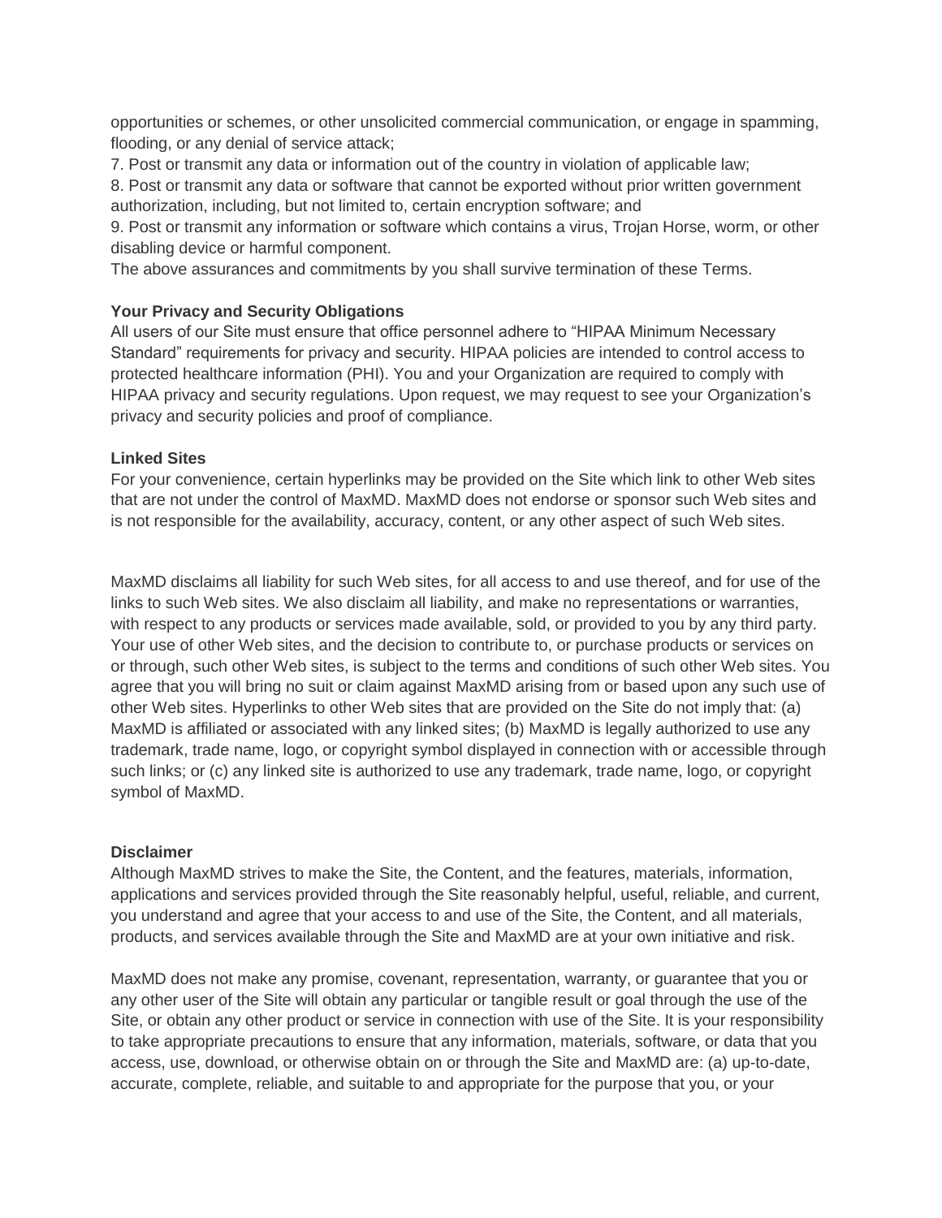opportunities or schemes, or other unsolicited commercial communication, or engage in spamming, flooding, or any denial of service attack;

7. Post or transmit any data or information out of the country in violation of applicable law;
8. Post or transmit any data or software that cannot be exported without prior written government authorization, including, but not limited to, certain encryption software; and
9. Post or transmit any information or software which contains a virus, Trojan Horse, worm, or other disabling device or harmful component.

The above assurances and commitments by you shall survive termination of these Terms.

**Your Privacy and Security Obligations**

All users of our Site must ensure that office personnel adhere to "HIPAA Minimum Necessary Standard" requirements for privacy and security. HIPAA policies are intended to control access to protected healthcare information (PHI). You and your Organization are required to comply with HIPAA privacy and security regulations. Upon request, we may request to see your Organization's privacy and security policies and proof of compliance.

**Linked Sites**

For your convenience, certain hyperlinks may be provided on the Site which link to other Web sites that are not under the control of MaxMD. MaxMD does not endorse or sponsor such Web sites and is not responsible for the availability, accuracy, content, or any other aspect of such Web sites.

MaxMD disclaims all liability for such Web sites, for all access to and use thereof, and for use of the links to such Web sites. We also disclaim all liability, and make no representations or warranties, with respect to any products or services made available, sold, or provided to you by any third party. Your use of other Web sites, and the decision to contribute to, or purchase products or services on or through, such other Web sites, is subject to the terms and conditions of such other Web sites. You agree that you will bring no suit or claim against MaxMD arising from or based upon any such use of other Web sites. Hyperlinks to other Web sites that are provided on the Site do not imply that: (a) MaxMD is affiliated or associated with any linked sites; (b) MaxMD is legally authorized to use any trademark, trade name, logo, or copyright symbol displayed in connection with or accessible through such links; or (c) any linked site is authorized to use any trademark, trade name, logo, or copyright symbol of MaxMD.

**Disclaimer**

Although MaxMD strives to make the Site, the Content, and the features, materials, information, applications and services provided through the Site reasonably helpful, useful, reliable, and current, you understand and agree that your access to and use of the Site, the Content, and all materials, products, and services available through the Site and MaxMD are at your own initiative and risk.

MaxMD does not make any promise, covenant, representation, warranty, or guarantee that you or any other user of the Site will obtain any particular or tangible result or goal through the use of the Site, or obtain any other product or service in connection with use of the Site. It is your responsibility to take appropriate precautions to ensure that any information, materials, software, or data that you access, use, download, or otherwise obtain on or through the Site and MaxMD are: (a) up-to-date, accurate, complete, reliable, and suitable to and appropriate for the purpose that you, or your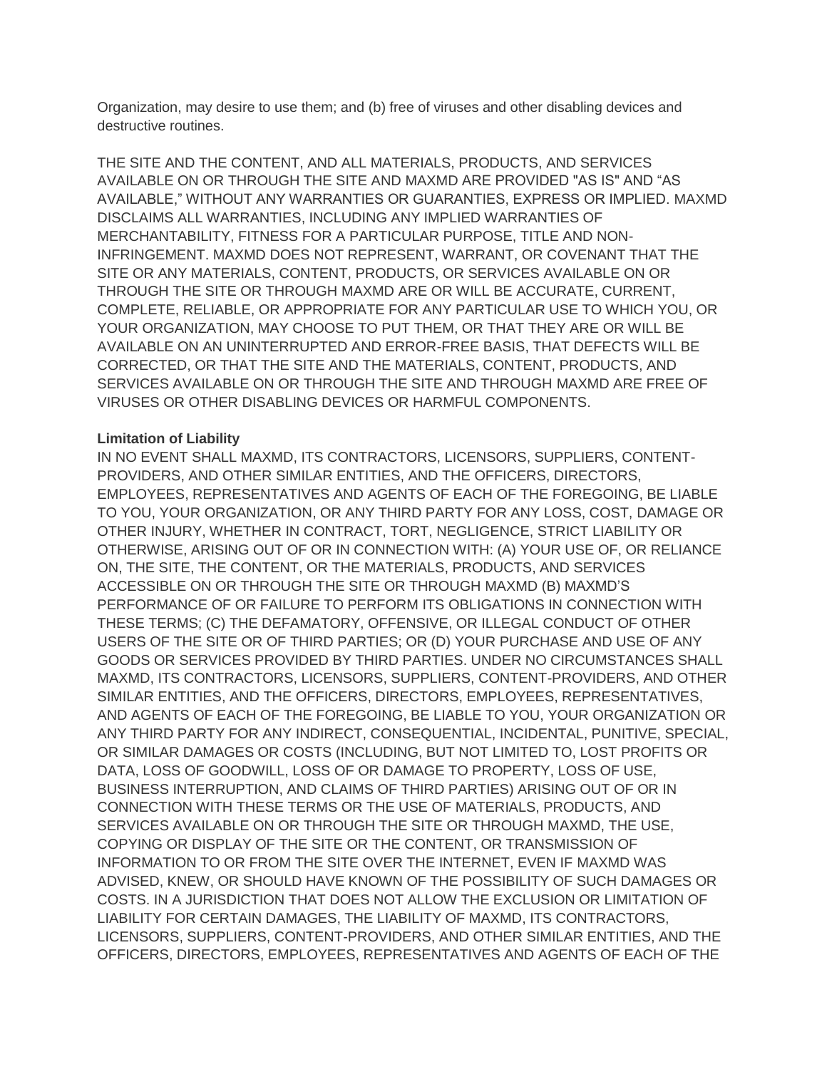Organization, may desire to use them; and (b) free of viruses and other disabling devices and destructive routines.

THE SITE AND THE CONTENT, AND ALL MATERIALS, PRODUCTS, AND SERVICES AVAILABLE ON OR THROUGH THE SITE AND MAXMD ARE PROVIDED "AS IS" AND “AS AVAILABLE,” WITHOUT ANY WARRANTIES OR GUARANTIES, EXPRESS OR IMPLIED. MAXMD DISCLAIMS ALL WARRANTIES, INCLUDING ANY IMPLIED WARRANTIES OF MERCHANTABILITY, FITNESS FOR A PARTICULAR PURPOSE, TITLE AND NON-INFRINGEMENT. MAXMD DOES NOT REPRESENT, WARRANT, OR COVENANT THAT THE SITE OR ANY MATERIALS, CONTENT, PRODUCTS, OR SERVICES AVAILABLE ON OR THROUGH THE SITE OR THROUGH MAXMD ARE OR WILL BE ACCURATE, CURRENT, COMPLETE, RELIABLE, OR APPROPRIATE FOR ANY PARTICULAR USE TO WHICH YOU, OR YOUR ORGANIZATION, MAY CHOOSE TO PUT THEM, OR THAT THEY ARE OR WILL BE AVAILABLE ON AN UNINTERRUPTED AND ERROR-FREE BASIS, THAT DEFECTS WILL BE CORRECTED, OR THAT THE SITE AND THE MATERIALS, CONTENT, PRODUCTS, AND SERVICES AVAILABLE ON OR THROUGH THE SITE AND THROUGH MAXMD ARE FREE OF VIRUSES OR OTHER DISABLING DEVICES OR HARMFUL COMPONENTS.

**Limitation of Liability**

IN NO EVENT SHALL MAXMD, ITS CONTRACTORS, LICENSORS, SUPPLIERS, CONTENT-PROVIDERS, AND OTHER SIMILAR ENTITIES, AND THE OFFICERS, DIRECTORS, EMPLOYEES, REPRESENTATIVES AND AGENTS OF EACH OF THE FOREGOING, BE LIABLE TO YOU, YOUR ORGANIZATION, OR ANY THIRD PARTY FOR ANY LOSS, COST, DAMAGE OR OTHER INJURY, WHETHER IN CONTRACT, TORT, NEGLIGENCE, STRICT LIABILITY OR OTHERWISE, ARISING OUT OF OR IN CONNECTION WITH: (A) YOUR USE OF, OR RELIANCE ON, THE SITE, THE CONTENT, OR THE MATERIALS, PRODUCTS, AND SERVICES ACCESSIBLE ON OR THROUGH THE SITE OR THROUGH MAXMD (B) MAXMD’S PERFORMANCE OF OR FAILURE TO PERFORM ITS OBLIGATIONS IN CONNECTION WITH THESE TERMS; (C) THE DEFAMATORY, OFFENSIVE, OR ILLEGAL CONDUCT OF OTHER USERS OF THE SITE OR OF THIRD PARTIES; OR (D) YOUR PURCHASE AND USE OF ANY GOODS OR SERVICES PROVIDED BY THIRD PARTIES. UNDER NO CIRCUMSTANCES SHALL MAXMD, ITS CONTRACTORS, LICENSORS, SUPPLIERS, CONTENT-PROVIDERS, AND OTHER SIMILAR ENTITIES, AND THE OFFICERS, DIRECTORS, EMPLOYEES, REPRESENTATIVES, AND AGENTS OF EACH OF THE FOREGOING, BE LIABLE TO YOU, YOUR ORGANIZATION OR ANY THIRD PARTY FOR ANY INDIRECT, CONSEQUENTIAL, INCIDENTAL, PUNITIVE, SPECIAL, OR SIMILAR DAMAGES OR COSTS (INCLUDING, BUT NOT LIMITED TO, LOST PROFITS OR DATA, LOSS OF GOODWILL, LOSS OF OR DAMAGE TO PROPERTY, LOSS OF USE, BUSINESS INTERRUPTION, AND CLAIMS OF THIRD PARTIES) ARISING OUT OF OR IN CONNECTION WITH THESE TERMS OR THE USE OF MATERIALS, PRODUCTS, AND SERVICES AVAILABLE ON OR THROUGH THE SITE OR THROUGH MAXMD, THE USE, COPYING OR DISPLAY OF THE SITE OR THE CONTENT, OR TRANSMISSION OF INFORMATION TO OR FROM THE SITE OVER THE INTERNET, EVEN IF MAXMD WAS ADVISED, KNEW, OR SHOULD HAVE KNOWN OF THE POSSIBILITY OF SUCH DAMAGES OR COSTS. IN A JURISDICTION THAT DOES NOT ALLOW THE EXCLUSION OR LIMITATION OF LIABILITY FOR CERTAIN DAMAGES, THE LIABILITY OF MAXMD, ITS CONTRACTORS, LICENSORS, SUPPLIERS, CONTENT-PROVIDERS, AND OTHER SIMILAR ENTITIES, AND THE OFFICERS, DIRECTORS, EMPLOYEES, REPRESENTATIVES AND AGENTS OF EACH OF THE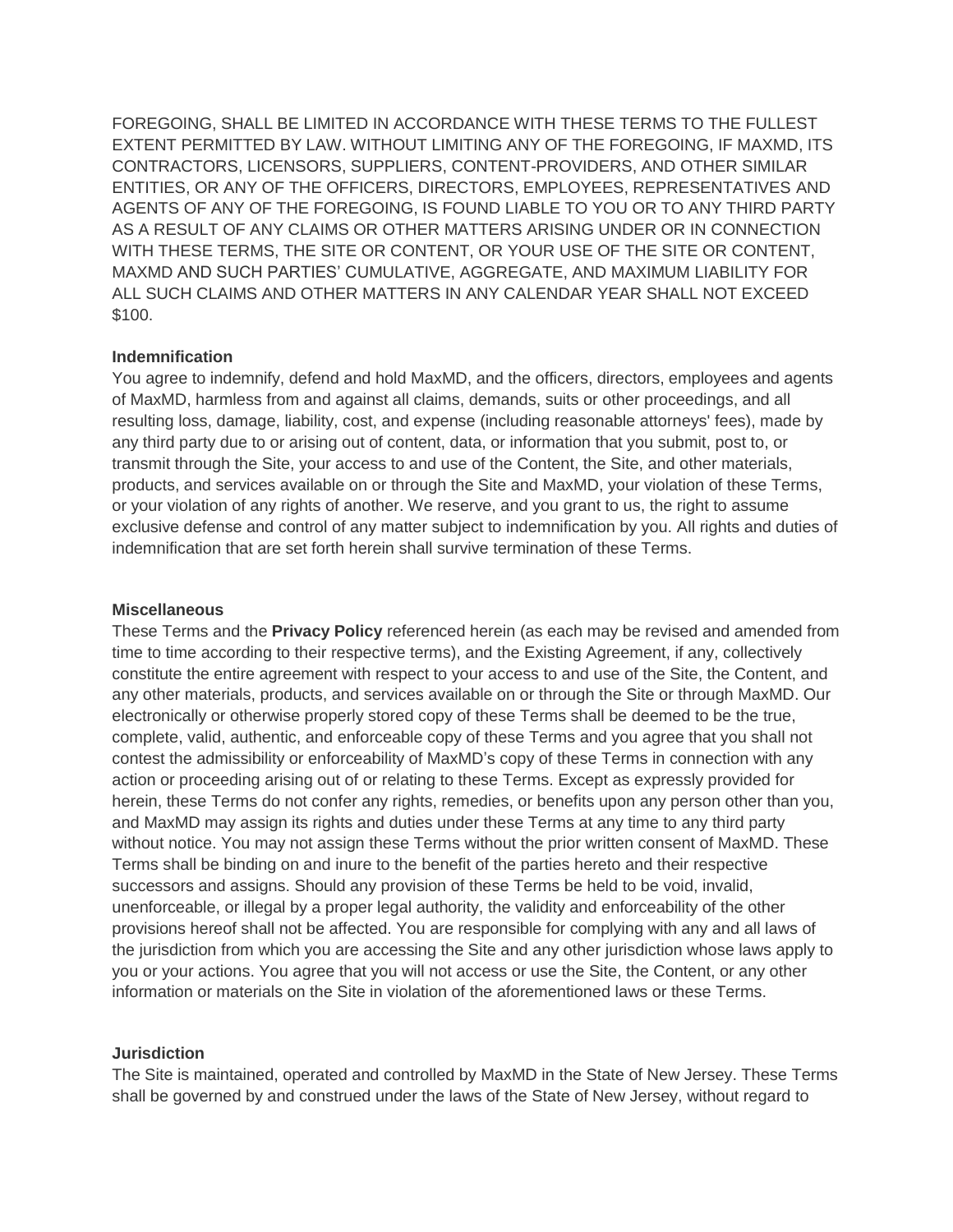FOREGOING, SHALL BE LIMITED IN ACCORDANCE WITH THESE TERMS TO THE FULLEST EXTENT PERMITTED BY LAW. WITHOUT LIMITING ANY OF THE FOREGOING, IF MAXMD, ITS CONTRACTORS, LICENSORS, SUPPLIERS, CONTENT-PROVIDERS, AND OTHER SIMILAR ENTITIES, OR ANY OF THE OFFICERS, DIRECTORS, EMPLOYEES, REPRESENTATIVES AND AGENTS OF ANY OF THE FOREGOING, IS FOUND LIABLE TO YOU OR TO ANY THIRD PARTY AS A RESULT OF ANY CLAIMS OR OTHER MATTERS ARISING UNDER OR IN CONNECTION WITH THESE TERMS, THE SITE OR CONTENT, OR YOUR USE OF THE SITE OR CONTENT, MAXMD AND SUCH PARTIES' CUMULATIVE, AGGREGATE, AND MAXIMUM LIABILITY FOR ALL SUCH CLAIMS AND OTHER MATTERS IN ANY CALENDAR YEAR SHALL NOT EXCEED $100.

**Indemnification**

You agree to indemnify, defend and hold MaxMD, and the officers, directors, employees and agents of MaxMD, harmless from and against all claims, demands, suits or other proceedings, and all resulting loss, damage, liability, cost, and expense (including reasonable attorneys' fees), made by any third party due to or arising out of content, data, or information that you submit, post to, or transmit through the Site, your access to and use of the Content, the Site, and other materials, products, and services available on or through the Site and MaxMD, your violation of these Terms, or your violation of any rights of another. We reserve, and you grant to us, the right to assume exclusive defense and control of any matter subject to indemnification by you. All rights and duties of indemnification that are set forth herein shall survive termination of these Terms.

**Miscellaneous**

These Terms and the **Privacy Policy** referenced herein (as each may be revised and amended from time to time according to their respective terms), and the Existing Agreement, if any, collectively constitute the entire agreement with respect to your access to and use of the Site, the Content, and any other materials, products, and services available on or through the Site or through MaxMD. Our electronically or otherwise properly stored copy of these Terms shall be deemed to be the true, complete, valid, authentic, and enforceable copy of these Terms and you agree that you shall not contest the admissibility or enforceability of MaxMD's copy of these Terms in connection with any action or proceeding arising out of or relating to these Terms. Except as expressly provided for herein, these Terms do not confer any rights, remedies, or benefits upon any person other than you, and MaxMD may assign its rights and duties under these Terms at any time to any third party without notice. You may not assign these Terms without the prior written consent of MaxMD. These Terms shall be binding on and inure to the benefit of the parties hereto and their respective successors and assigns. Should any provision of these Terms be held to be void, invalid, unenforceable, or illegal by a proper legal authority, the validity and enforceability of the other provisions hereof shall not be affected. You are responsible for complying with any and all laws of the jurisdiction from which you are accessing the Site and any other jurisdiction whose laws apply to you or your actions. You agree that you will not access or use the Site, the Content, or any other information or materials on the Site in violation of the aforementioned laws or these Terms.

**Jurisdiction**

The Site is maintained, operated and controlled by MaxMD in the State of New Jersey. These Terms shall be governed by and construed under the laws of the State of New Jersey, without regard to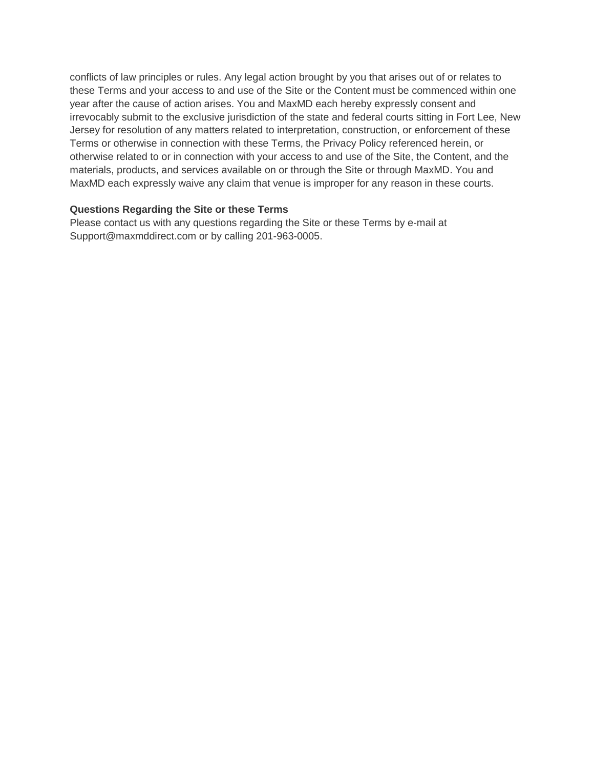conflicts of law principles or rules. Any legal action brought by you that arises out of or relates to these Terms and your access to and use of the Site or the Content must be commenced within one year after the cause of action arises. You and MaxMD each hereby expressly consent and irrevocably submit to the exclusive jurisdiction of the state and federal courts sitting in Fort Lee, New Jersey for resolution of any matters related to interpretation, construction, or enforcement of these Terms or otherwise in connection with these Terms, the Privacy Policy referenced herein, or otherwise related to or in connection with your access to and use of the Site, the Content, and the materials, products, and services available on or through the Site or through MaxMD. You and MaxMD each expressly waive any claim that venue is improper for any reason in these courts.

**Questions Regarding the Site or these Terms**

Please contact us with any questions regarding the Site or these Terms by e-mail at Support@maxmddirect.com or by calling 201-963-0005.